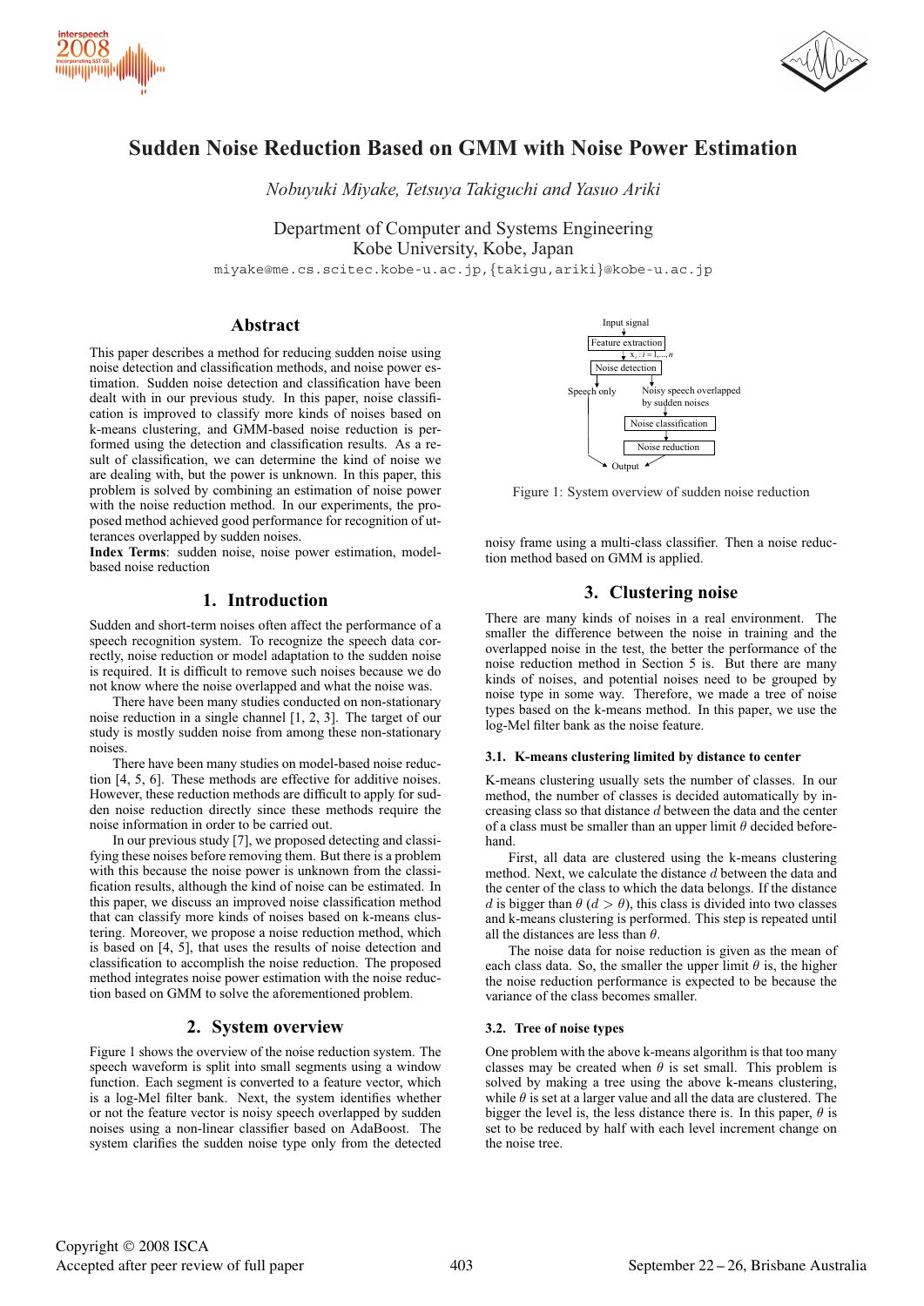# Sudden Noise Reduction Based on GMM with Noise Power Estimation

*Nobuyuki Miyake, Tetsuya Takiguchi and Yasuo Ariki*

Department of Computer and Systems Engineering
Kobe University, Kobe, Japan

miyake@me.cs.scitec.kobe-u.ac.jp,{takigu,ariki}@kobe-u.ac.jp

## Abstract

This paper describes a method for reducing sudden noise using noise detection and classification methods, and noise power estimation. Sudden noise detection and classification have been dealt with in our previous study. In this paper, noise classification is improved to classify more kinds of noises based on k-means clustering, and GMM-based noise reduction is performed using the detection and classification results. As a result of classification, we can determine the kind of noise we are dealing with, but the power is unknown. In this paper, this problem is solved by combining an estimation of noise power with the noise reduction method. In our experiments, the proposed method achieved good performance for recognition of utterances overlapped by sudden noises.

**Index Terms**: sudden noise, noise power estimation, model-based noise reduction

## 1. Introduction

Sudden and short-term noises often affect the performance of a speech recognition system. To recognize the speech data correctly, noise reduction or model adaptation to the sudden noise is required. It is difficult to remove such noises because we do not know where the noise overlapped and what the noise was.

There have been many studies conducted on non-stationary noise reduction in a single channel [1, 2, 3]. The target of our study is mostly sudden noise from among these non-stationary noises.

There have been many studies on model-based noise reduction [4, 5, 6]. These methods are effective for additive noises. However, these reduction methods are difficult to apply for sudden noise reduction directly since these methods require the noise information in order to be carried out.

In our previous study [7], we proposed detecting and classifying these noises before removing them. But there is a problem with this because the noise power is unknown from the classification results, although the kind of noise can be estimated. In this paper, we discuss an improved noise classification method that can classify more kinds of noises based on k-means clustering. Moreover, we propose a noise reduction method, which is based on [4, 5], that uses the results of noise detection and classification to accomplish the noise reduction. The proposed method integrates noise power estimation with the noise reduction based on GMM to solve the aforementioned problem.

## 2. System overview

Figure 1 shows the overview of the noise reduction system. The speech waveform is split into small segments using a window function. Each segment is converted to a feature vector, which is a log-Mel filter bank. Next, the system identifies whether or not the feature vector is noisy speech overlapped by sudden noises using a non-linear classifier based on AdaBoost. The system clarifies the sudden noise type only from the detected noisy frame using a multi-class classifier. Then a noise reduction method based on GMM is applied.

Input signal → Feature extraction → $x_i : i = 1, ..., n$ → Noise detection → Speech only → Output; Noisy speech overlapped by sudden noises → Noise classification → Noise reduction → Output

Figure 1: System overview of sudden noise reduction

## 3. Clustering noise

There are many kinds of noises in a real environment. The smaller the difference between the noise in training and the overlapped noise in the test, the better the performance of the noise reduction method in Section 5 is. But there are many kinds of noises, and potential noises need to be grouped by noise type in some way. Therefore, we made a tree of noise types based on the k-means method. In this paper, we use the log-Mel filter bank as the noise feature.

### 3.1. K-means clustering limited by distance to center

K-means clustering usually sets the number of classes. In our method, the number of classes is decided automatically by increasing class so that distance $d$ between the data and the center of a class must be smaller than an upper limit $\theta$ decided beforehand.

First, all data are clustered using the k-means clustering method. Next, we calculate the distance $d$ between the data and the center of the class to which the data belongs. If the distance $d$ is bigger than $\theta$ ($d > \theta$), this class is divided into two classes and k-means clustering is performed. This step is repeated until all the distances are less than $\theta$.

The noise data for noise reduction is given as the mean of each class data. So, the smaller the upper limit $\theta$ is, the higher the noise reduction performance is expected to be because the variance of the class becomes smaller.

### 3.2. Tree of noise types

One problem with the above k-means algorithm is that too many classes may be created when $\theta$ is set small. This problem is solved by making a tree using the above k-means clustering, while $\theta$ is set at a larger value and all the data are clustered. The bigger the level is, the less distance there is. In this paper, $\theta$ is set to be reduced by half with each level increment change on the noise tree.

Copyright © 2008 ISCA
Accepted after peer review of full paper

September 22 – 26, Brisbane Australia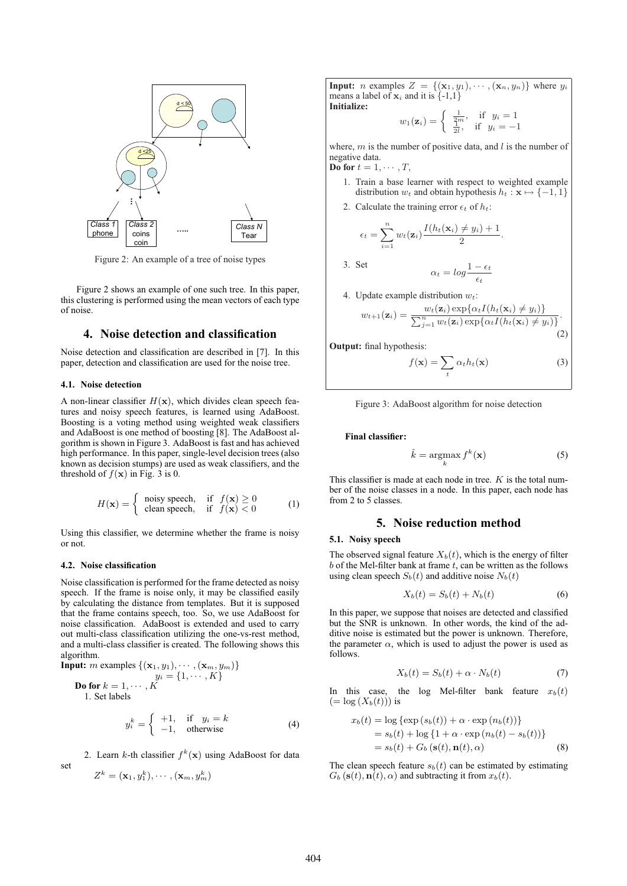Figure 2: An example of a tree of noise types

Figure 2 shows an example of one such tree. In this paper, this clustering is performed using the mean vectors of each type of noise.

## 4. Noise detection and classification

Noise detection and classification are described in [7]. In this paper, detection and classification are used for the noise tree.

### 4.1. Noise detection

A non-linear classifier $H(\mathbf{x})$, which divides clean speech features and noisy speech features, is learned using AdaBoost. Boosting is a voting method using weighted weak classifiers and AdaBoost is one method of boosting [8]. The AdaBoost algorithm is shown in Figure 3. AdaBoost is fast and has achieved high performance. In this paper, single-level decision trees (also known as decision stumps) are used as weak classifiers, and the threshold of $f(\mathbf{x})$ in Fig. 3 is 0.

$$H(\mathbf{x}) = \begin{cases} \text{noisy speech}, & \text{if } f(\mathbf{x}) \geq 0 \\ \text{clean speech}, & \text{if } f(\mathbf{x}) < 0 \end{cases} \tag{1}$$

Using this classifier, we determine whether the frame is noisy or not.

### 4.2. Noise classification

Noise classification is performed for the frame detected as noisy speech. If the frame is noise only, it may be classified easily by calculating the distance from templates. But it is supposed that the frame contains speech, too. So, we use AdaBoost for noise classification. AdaBoost is extended and used to carry out multi-class classification utilizing the one-vs-rest method, and a multi-class classifier is created. The following shows this algorithm.

**Input:** $m$ examples $\{(\mathbf{x}_1, y_1), \cdots, (\mathbf{x}_m, y_m)\}$
$y_i = \{1, \cdots, K\}$

**Do for** $k = 1, \cdots, K$

1. Set labels

$$y_i^k = \begin{cases} +1, & \text{if } y_i = k \\ -1, & \text{otherwise} \end{cases} \tag{4}$$

2. Learn $k$-th classifier $f^k(\mathbf{x})$ using AdaBoost for data set

$$Z^k = (\mathbf{x}_1, y_1^k), \cdots, (\mathbf{x}_m, y_m^k)$$

---

**Input:** $n$ examples $Z = \{(\mathbf{x}_1, y_1), \cdots, (\mathbf{x}_n, y_n)\}$ where $y_i$ means a label of $\mathbf{x}_i$ and it is $\{-1,1\}$

**Initialize:**

$$w_1(\mathbf{z}_i) = \begin{cases} \frac{1}{2m}, & \text{if } y_i = 1 \\ \frac{1}{2l}, & \text{if } y_i = -1 \end{cases}$$

where, $m$ is the number of positive data, and $l$ is the number of negative data.

**Do for** $t = 1, \cdots, T$,

1. Train a base learner with respect to weighted example distribution $w_t$ and obtain hypothesis $h_t : \mathbf{x} \mapsto \{-1, 1\}$
2. Calculate the training error $\epsilon_t$ of $h_t$:

$$\epsilon_t = \sum_{i=1}^{n} w_t(\mathbf{z}_i) \frac{I(h_t(\mathbf{x}_i) \neq y_i) + 1}{2}.$$

3. Set

$$\alpha_t = log \frac{1 - \epsilon_t}{\epsilon_t}$$

4. Update example distribution $w_t$:

$$w_{t+1}(\mathbf{z}_i) = \frac{w_t(\mathbf{z}_i) \exp\{\alpha_t I(h_t(\mathbf{x}_i) \neq y_i)\}}{\sum_{j=1}^{n} w_t(\mathbf{z}_i) \exp\{\alpha_t I(h_t(\mathbf{x}_i) \neq y_i)\}}. \tag{2}$$

**Output:** final hypothesis:

$$f(\mathbf{x}) = \sum_t \alpha_t h_t(\mathbf{x}) \tag{3}$$

Figure 3: AdaBoost algorithm for noise detection

---

**Final classifier:**

$$\hat{k} = \underset{k}{\operatorname{argmax}}\, f^k(\mathbf{x}) \tag{5}$$

This classifier is made at each node in tree. $K$ is the total number of the noise classes in a node. In this paper, each node has from 2 to 5 classes.

## 5. Noise reduction method

### 5.1. Noisy speech

The observed signal feature $X_b(t)$, which is the energy of filter $b$ of the Mel-filter bank at frame $t$, can be written as the follows using clean speech $S_b(t)$ and additive noise $N_b(t)$

$$X_b(t) = S_b(t) + N_b(t) \tag{6}$$

In this paper, we suppose that noises are detected and classified but the SNR is unknown. In other words, the kind of the additive noise is estimated but the power is unknown. Therefore, the parameter $\alpha$, which is used to adjust the power is used as follows.

$$X_b(t) = S_b(t) + \alpha \cdot N_b(t) \tag{7}$$

In this case, the log Mel-filter bank feature $x_b(t)$ ($= \log(X_b(t))$) is

$$\begin{aligned} x_b(t) &= \log\{\exp(s_b(t)) + \alpha \cdot \exp(n_b(t))\} \\ &= s_b(t) + \log\{1 + \alpha \cdot \exp(n_b(t) - s_b(t))\} \\ &= s_b(t) + G_b(\mathbf{s}(t), \mathbf{n}(t), \alpha) \end{aligned} \tag{8}$$

The clean speech feature $s_b(t)$ can be estimated by estimating $G_b(\mathbf{s}(t), \mathbf{n}(t), \alpha)$ and subtracting it from $x_b(t)$.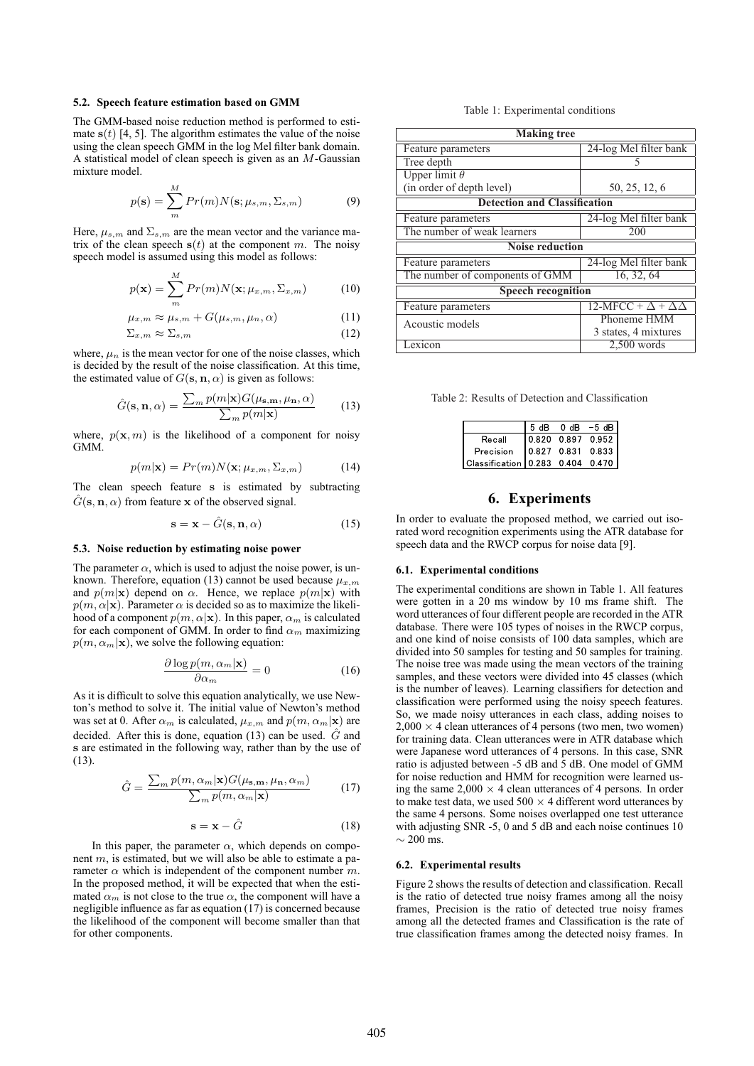### 5.2. Speech feature estimation based on GMM

The GMM-based noise reduction method is performed to estimate $\mathbf{s}(t)$ [4, 5]. The algorithm estimates the value of the noise using the clean speech GMM in the log Mel filter bank domain. A statistical model of clean speech is given as an $M$-Gaussian mixture model.

$$p(\mathbf{s}) = \sum_{m}^{M} Pr(m)N(\mathbf{s}; \mu_{s,m}, \Sigma_{s,m}) \tag{9}$$

Here, $\mu_{s,m}$ and $\Sigma_{s,m}$ are the mean vector and the variance matrix of the clean speech $\mathbf{s}(t)$ at the component $m$. The noisy speech model is assumed using this model as follows:

$$p(\mathbf{x}) = \sum_{m}^{M} Pr(m)N(\mathbf{x}; \mu_{x,m}, \Sigma_{x,m}) \tag{10}$$

$$\mu_{x,m} \approx \mu_{s,m} + G(\mu_{s,m}, \mu_n, \alpha) \tag{11}$$

$$\Sigma_{x,m} \approx \Sigma_{s,m} \tag{12}$$

where, $\mu_n$ is the mean vector for one of the noise classes, which is decided by the result of the noise classification. At this time, the estimated value of $G(\mathbf{s}, \mathbf{n}, \alpha)$ is given as follows:

$$\hat{G}(\mathbf{s}, \mathbf{n}, \alpha) = \frac{\sum_m p(m|\mathbf{x})G(\mu_{\mathbf{s},\mathbf{m}}, \mu_{\mathbf{n}}, \alpha)}{\sum_m p(m|\mathbf{x})} \tag{13}$$

where, $p(\mathbf{x}, m)$ is the likelihood of a component for noisy GMM.

$$p(m|\mathbf{x}) = Pr(m)N(\mathbf{x}; \mu_{x,m}, \Sigma_{x,m}) \tag{14}$$

The clean speech feature $\mathbf{s}$ is estimated by subtracting $\hat{G}(\mathbf{s}, \mathbf{n}, \alpha)$ from feature $\mathbf{x}$ of the observed signal.

$$\mathbf{s} = \mathbf{x} - \hat{G}(\mathbf{s}, \mathbf{n}, \alpha) \tag{15}$$

### 5.3. Noise reduction by estimating noise power

The parameter $\alpha$, which is used to adjust the noise power, is unknown. Therefore, equation (13) cannot be used because $\mu_{x,m}$ and $p(m|\mathbf{x})$ depend on $\alpha$. Hence, we replace $p(m|\mathbf{x})$ with $p(m, \alpha|\mathbf{x})$. Parameter $\alpha$ is decided so as to maximize the likelihood of a component $p(m, \alpha|\mathbf{x})$. In this paper, $\alpha_m$ is calculated for each component of GMM. In order to find $\alpha_m$ maximizing $p(m, \alpha_m|\mathbf{x})$, we solve the following equation:

$$\frac{\partial \log p(m, \alpha_m|\mathbf{x})}{\partial \alpha_m} = 0 \tag{16}$$

As it is difficult to solve this equation analytically, we use Newton's method to solve it. The initial value of Newton's method was set at 0. After $\alpha_m$ is calculated, $\mu_{x,m}$ and $p(m, \alpha_m|\mathbf{x})$ are decided. After this is done, equation (13) can be used. $\hat{G}$ and $\mathbf{s}$ are estimated in the following way, rather than by the use of (13).

$$\hat{G} = \frac{\sum_m p(m, \alpha_m|\mathbf{x})G(\mu_{\mathbf{s},\mathbf{m}}, \mu_{\mathbf{n}}, \alpha_m)}{\sum_m p(m, \alpha_m|\mathbf{x})} \tag{17}$$

$$\mathbf{s} = \mathbf{x} - \hat{G} \tag{18}$$

In this paper, the parameter $\alpha$, which depends on component $m$, is estimated, but we will also be able to estimate a parameter $\alpha$ which is independent of the component number $m$. In the proposed method, it will be expected that when the estimated $\alpha_m$ is not close to the true $\alpha$, the component will have a negligible influence as far as equation (17) is concerned because the likelihood of the component will become smaller than that for other components.

Table 1: Experimental conditions

| **Making tree** | |
|---|---|
| Feature parameters | 24-log Mel filter bank |
| Tree depth | 5 |
| Upper limit $\theta$ (in order of depth level) | 50, 25, 12, 6 |
| **Detection and Classification** | |
| Feature parameters | 24-log Mel filter bank |
| The number of weak learners | 200 |
| **Noise reduction** | |
| Feature parameters | 24-log Mel filter bank |
| The number of components of GMM | 16, 32, 64 |
| **Speech recognition** | |
| Feature parameters | 12-MFCC + $\Delta$ + $\Delta\Delta$ |
| Acoustic models | Phoneme HMM 3 states, 4 mixtures |
| Lexicon | 2,500 words |

Table 2: Results of Detection and Classification

| | 5 dB | 0 dB | -5 dB |
|---|---|---|---|
| Recall | 0.820 | 0.897 | 0.952 |
| Precision | 0.827 | 0.831 | 0.833 |
| Classification | 0.283 | 0.404 | 0.470 |

## 6. Experiments

In order to evaluate the proposed method, we carried out isolated word recognition experiments using the ATR database for speech data and the RWCP corpus for noise data [9].

### 6.1. Experimental conditions

The experimental conditions are shown in Table 1. All features were gotten in a 20 ms window by 10 ms frame shift. The word utterances of four different people are recorded in the ATR database. There were 105 types of noises in the RWCP corpus, and one kind of noise consists of 100 data samples, which are divided into 50 samples for testing and 50 samples for training. The noise tree was made using the mean vectors of the training samples, and these vectors were divided into 45 classes (which is the number of leaves). Learning classifiers for detection and classification were performed using the noisy speech features. So, we made noisy utterances in each class, adding noises to 2,000 $\times$ 4 clean utterances of 4 persons (two men, two women) for training data. Clean utterances were in ATR database which were Japanese word utterances of 4 persons. In this case, SNR ratio is adjusted between -5 dB and 5 dB. One model of GMM for noise reduction and HMM for recognition were learned using the same 2,000 $\times$ 4 clean utterances of 4 persons. In order to make test data, we used 500 $\times$ 4 different word utterances by the same 4 persons. Some noises overlapped one test utterance with adjusting SNR -5, 0 and 5 dB and each noise continues 10 $\sim$ 200 ms.

### 6.2. Experimental results

Figure 2 shows the results of detection and classification. Recall is the ratio of detected true noisy frames among all the noisy frames, Precision is the ratio of detected true noisy frames among all the detected frames and Classification is the rate of true classification frames among the detected noisy frames. In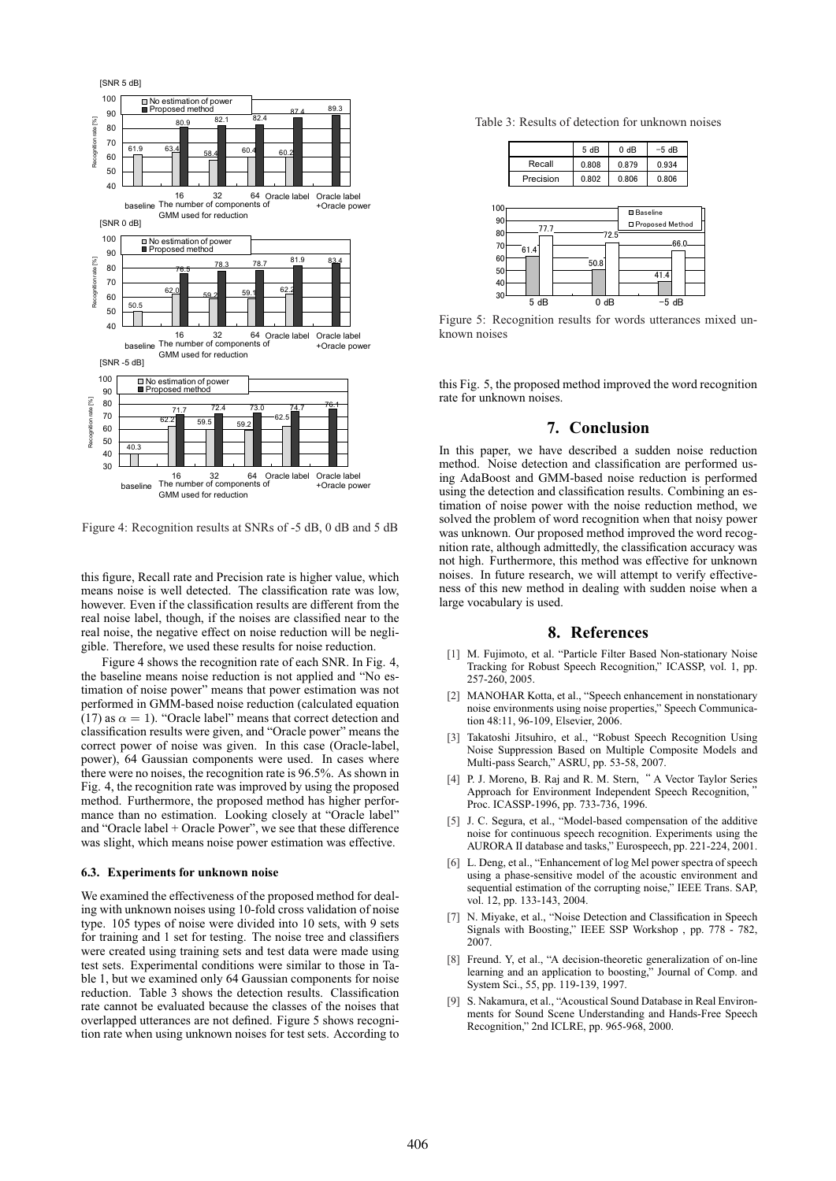[SNR 5 dB]

Recognition rate [%]

No estimation of power
Proposed method

61.9 63.4 80.9 58.4 82.1 60.4 82.4 60.2 87.4 89.3

baseline 16 32 64 Oracle label Oracle label +Oracle power

The number of components of GMM used for reduction

[SNR 0 dB]

No estimation of power
Proposed method

50.5 62.0 76.5 59.2 78.3 59.1 78.7 62.2 81.9 83.4

baseline 16 32 64 Oracle label Oracle label +Oracle power

The number of components of GMM used for reduction

[SNR -5 dB]

No estimation of power
Proposed method

40.3 62.2 71.7 59.5 72.4 59.2 73.0 62.5 74.7 76.1

baseline 16 32 64 Oracle label Oracle label +Oracle power

The number of components of GMM used for reduction

Figure 4: Recognition results at SNRs of -5 dB, 0 dB and 5 dB

this figure, Recall rate and Precision rate is higher value, which means noise is well detected. The classification rate was low, however. Even if the classification results are different from the real noise label, though, if the noises are classified near to the real noise, the negative effect on noise reduction will be negligible. Therefore, we used these results for noise reduction.

Figure 4 shows the recognition rate of each SNR. In Fig. 4, the baseline means noise reduction is not applied and "No estimation of noise power" means that power estimation was not performed in GMM-based noise reduction (calculated equation (17) as $\alpha = 1$). "Oracle label" means that correct detection and classification results were given, and "Oracle power" means the correct power of noise was given. In this case (Oracle-label, power), 64 Gaussian components were used. In cases where there were no noises, the recognition rate is 96.5%. As shown in Fig. 4, the recognition rate was improved by using the proposed method. Furthermore, the proposed method has higher performance than no estimation. Looking closely at "Oracle label" and "Oracle label + Oracle Power", we see that these difference was slight, which means noise power estimation was effective.

### 6.3. Experiments for unknown noise

We examined the effectiveness of the proposed method for dealing with unknown noises using 10-fold cross validation of noise type. 105 types of noise were divided into 10 sets, with 9 sets for training and 1 set for testing. The noise tree and classifiers were created using training sets and test data were made using test sets. Experimental conditions were similar to those in Table 1, but we examined only 64 Gaussian components for noise reduction. Table 3 shows the detection results. Classification rate cannot be evaluated because the classes of the noises that overlapped utterances are not defined. Figure 5 shows recognition rate when using unknown noises for test sets. According to this Fig. 5, the proposed method improved the word recognition rate for unknown noises.

Table 3: Results of detection for unknown noises

| | 5 dB | 0 dB | −5 dB |
|---|---|---|---|
| Recall | 0.808 | 0.879 | 0.934 |
| Precision | 0.802 | 0.806 | 0.806 |

Baseline
Proposed Method

61.4 77.7 50.8 72.5 41.4 66.0

5 dB 0 dB −5 dB

Figure 5: Recognition results for words utterances mixed unknown noises

## 7. Conclusion

In this paper, we have described a sudden noise reduction method. Noise detection and classification are performed using AdaBoost and GMM-based noise reduction is performed using the detection and classification results. Combining an estimation of noise power with the noise reduction method, we solved the problem of word recognition when that noisy power was unknown. Our proposed method improved the word recognition rate, although admittedly, the classification accuracy was not high. Furthermore, this method was effective for unknown noises. In future research, we will attempt to verify effectiveness of this new method in dealing with sudden noise when a large vocabulary is used.

## 8. References

[1] M. Fujimoto, et al. "Particle Filter Based Non-stationary Noise Tracking for Robust Speech Recognition," ICASSP, vol. 1, pp. 257-260, 2005.

[2] MANOHAR Kotta, et al., "Speech enhancement in nonstationary noise environments using noise properties," Speech Communication 48:11, 96-109, Elsevier, 2006.

[3] Takatoshi Jitsuhiro, et al., "Robust Speech Recognition Using Noise Suppression Based on Multiple Composite Models and Multi-pass Search," ASRU, pp. 53-58, 2007.

[4] P. J. Moreno, B. Raj and R. M. Stern, "A Vector Taylor Series Approach for Environment Independent Speech Recognition," Proc. ICASSP-1996, pp. 733-736, 1996.

[5] J. C. Segura, et al., "Model-based compensation of the additive noise for continuous speech recognition. Experiments using the AURORA II database and tasks," Eurospeech, pp. 221-224, 2001.

[6] L. Deng, et al., "Enhancement of log Mel power spectra of speech using a phase-sensitive model of the acoustic environment and sequential estimation of the corrupting noise," IEEE Trans. SAP, vol. 12, pp. 133-143, 2004.

[7] N. Miyake, et al., "Noise Detection and Classification in Speech Signals with Boosting," IEEE SSP Workshop , pp. 778 - 782, 2007.

[8] Freund. Y, et al., "A decision-theoretic generalization of on-line learning and an application to boosting," Journal of Comp. and System Sci., 55, pp. 119-139, 1997.

[9] S. Nakamura, et al., "Acoustical Sound Database in Real Environments for Sound Scene Understanding and Hands-Free Speech Recognition," 2nd ICLRE, pp. 965-968, 2000.